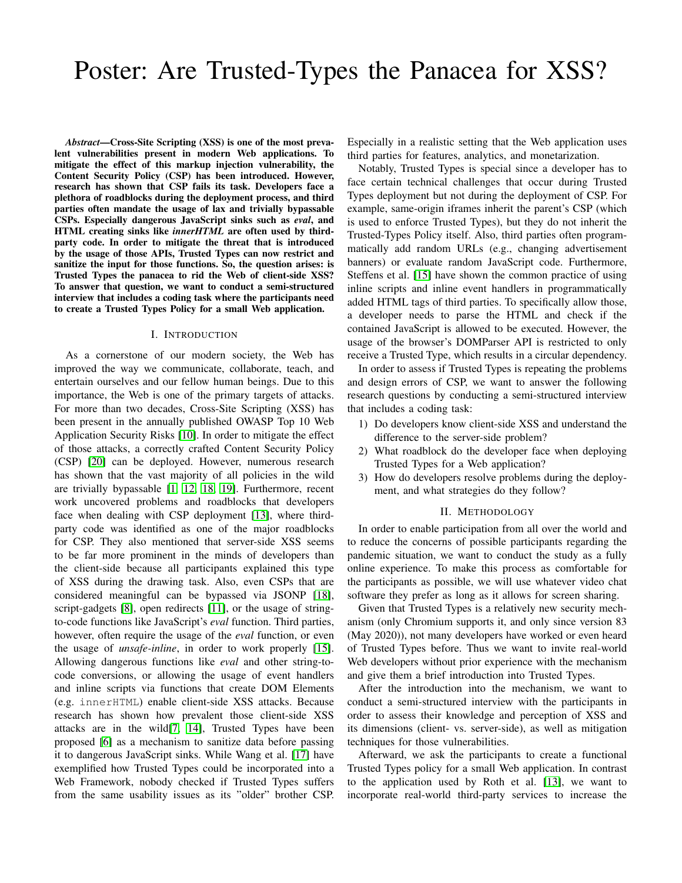# Poster: Are Trusted-Types the Panacea for XSS?

***Abstract*—Cross-Site Scripting (XSS) is one of the most prevalent vulnerabilities present in modern Web applications. To mitigate the effect of this markup injection vulnerability, the Content Security Policy (CSP) has been introduced. However, research has shown that CSP fails its task. Developers face a plethora of roadblocks during the deployment process, and third parties often mandate the usage of lax and trivially bypassable CSPs. Especially dangerous JavaScript sinks such as *eval*, and HTML creating sinks like *innerHTML* are often used by third-party code. In order to mitigate the threat that is introduced by the usage of those APIs, Trusted Types can now restrict and sanitize the input for those functions. So, the question arises: is Trusted Types the panacea to rid the Web of client-side XSS? To answer that question, we want to conduct a semi-structured interview that includes a coding task where the participants need to create a Trusted Types Policy for a small Web application.**

## I. Introduction

As a cornerstone of our modern society, the Web has improved the way we communicate, collaborate, teach, and entertain ourselves and our fellow human beings. Due to this importance, the Web is one of the primary targets of attacks. For more than two decades, Cross-Site Scripting (XSS) has been present in the annually published OWASP Top 10 Web Application Security Risks [10]. In order to mitigate the effect of those attacks, a correctly crafted Content Security Policy (CSP) [20] can be deployed. However, numerous research has shown that the vast majority of all policies in the wild are trivially bypassable [1, 12, 18, 19]. Furthermore, recent work uncovered problems and roadblocks that developers face when dealing with CSP deployment [13], where third-party code was identified as one of the major roadblocks for CSP. They also mentioned that server-side XSS seems to be far more prominent in the minds of developers than the client-side because all participants explained this type of XSS during the drawing task. Also, even CSPs that are considered meaningful can be bypassed via JSONP [18], script-gadgets [8], open redirects [11], or the usage of string-to-code functions like JavaScript's *eval* function. Third parties, however, often require the usage of the *eval* function, or even the usage of *unsafe-inline*, in order to work properly [15]. Allowing dangerous functions like *eval* and other string-to-code conversions, or allowing the usage of event handlers and inline scripts via functions that create DOM Elements (e.g. `innerHTML`) enable client-side XSS attacks. Because research has shown how prevalent those client-side XSS attacks are in the wild[7, 14], Trusted Types have been proposed [6] as a mechanism to sanitize data before passing it to dangerous JavaScript sinks. While Wang et al. [17] have exemplified how Trusted Types could be incorporated into a Web Framework, nobody checked if Trusted Types suffers from the same usability issues as its "older" brother CSP. Especially in a realistic setting that the Web application uses third parties for features, analytics, and monetarization.

Notably, Trusted Types is special since a developer has to face certain technical challenges that occur during Trusted Types deployment but not during the deployment of CSP. For example, same-origin iframes inherit the parent's CSP (which is used to enforce Trusted Types), but they do not inherit the Trusted-Types Policy itself. Also, third parties often programmatically add random URLs (e.g., changing advertisement banners) or evaluate random JavaScript code. Furthermore, Steffens et al. [15] have shown the common practice of using inline scripts and inline event handlers in programmatically added HTML tags of third parties. To specifically allow those, a developer needs to parse the HTML and check if the contained JavaScript is allowed to be executed. However, the usage of the browser's DOMParser API is restricted to only receive a Trusted Type, which results in a circular dependency.

In order to assess if Trusted Types is repeating the problems and design errors of CSP, we want to answer the following research questions by conducting a semi-structured interview that includes a coding task:

1) Do developers know client-side XSS and understand the difference to the server-side problem?
2) What roadblock do the developer face when deploying Trusted Types for a Web application?
3) How do developers resolve problems during the deployment, and what strategies do they follow?

## II. Methodology

In order to enable participation from all over the world and to reduce the concerns of possible participants regarding the pandemic situation, we want to conduct the study as a fully online experience. To make this process as comfortable for the participants as possible, we will use whatever video chat software they prefer as long as it allows for screen sharing.

Given that Trusted Types is a relatively new security mechanism (only Chromium supports it, and only since version 83 (May 2020)), not many developers have worked or even heard of Trusted Types before. Thus we want to invite real-world Web developers without prior experience with the mechanism and give them a brief introduction into Trusted Types.

After the introduction into the mechanism, we want to conduct a semi-structured interview with the participants in order to assess their knowledge and perception of XSS and its dimensions (client- vs. server-side), as well as mitigation techniques for those vulnerabilities.

Afterward, we ask the participants to create a functional Trusted Types policy for a small Web application. In contrast to the application used by Roth et al. [13], we want to incorporate real-world third-party services to increase the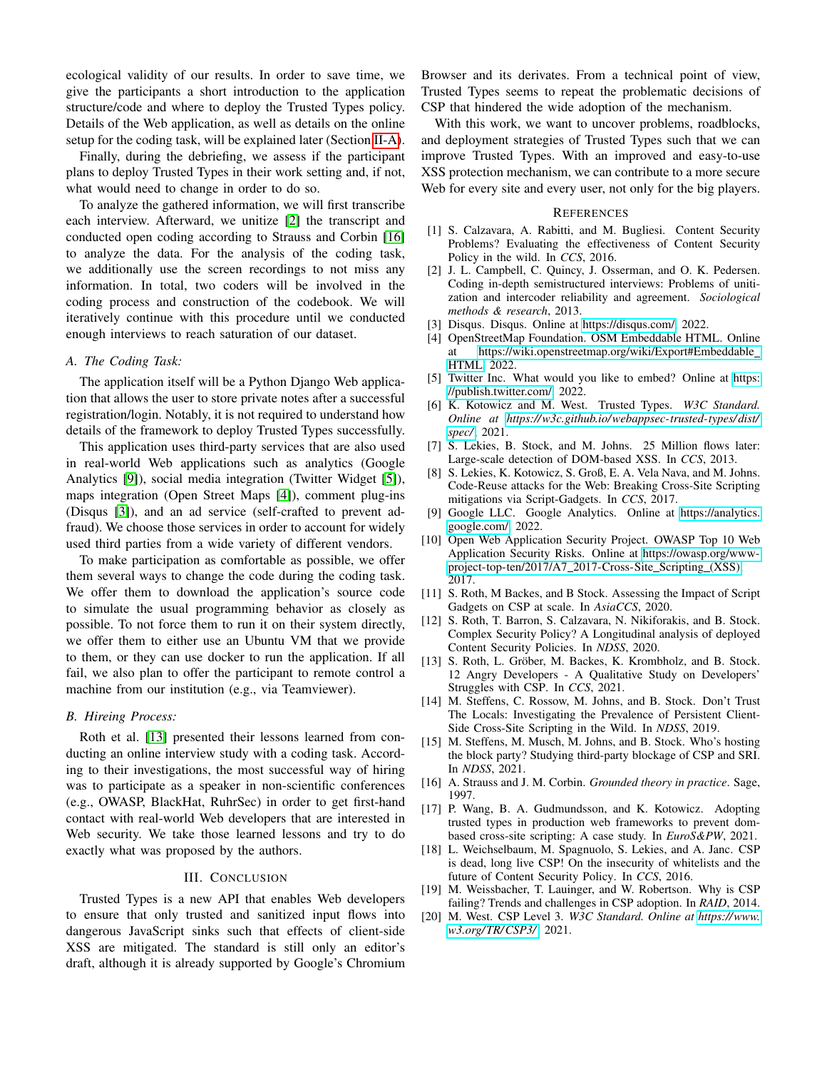ecological validity of our results. In order to save time, we give the participants a short introduction to the application structure/code and where to deploy the Trusted Types policy. Details of the Web application, as well as details on the online setup for the coding task, will be explained later (Section II-A).

Finally, during the debriefing, we assess if the participant plans to deploy Trusted Types in their work setting and, if not, what would need to change in order to do so.

To analyze the gathered information, we will first transcribe each interview. Afterward, we unitize [2] the transcript and conducted open coding according to Strauss and Corbin [16] to analyze the data. For the analysis of the coding task, we additionally use the screen recordings to not miss any information. In total, two coders will be involved in the coding process and construction of the codebook. We will iteratively continue with this procedure until we conducted enough interviews to reach saturation of our dataset.

### *A. The Coding Task:*

The application itself will be a Python Django Web application that allows the user to store private notes after a successful registration/login. Notably, it is not required to understand how details of the framework to deploy Trusted Types successfully.

This application uses third-party services that are also used in real-world Web applications such as analytics (Google Analytics [9]), social media integration (Twitter Widget [5]), maps integration (Open Street Maps [4]), comment plug-ins (Disqus [3]), and an ad service (self-crafted to prevent ad-fraud). We choose those services in order to account for widely used third parties from a wide variety of different vendors.

To make participation as comfortable as possible, we offer them several ways to change the code during the coding task. We offer them to download the application's source code to simulate the usual programming behavior as closely as possible. To not force them to run it on their system directly, we offer them to either use an Ubuntu VM that we provide to them, or they can use docker to run the application. If all fail, we also plan to offer the participant to remote control a machine from our institution (e.g., via Teamviewer).

### *B. Hireing Process:*

Roth et al. [13] presented their lessons learned from conducting an online interview study with a coding task. According to their investigations, the most successful way of hiring was to participate as a speaker in non-scientific conferences (e.g., OWASP, BlackHat, RuhrSec) in order to get first-hand contact with real-world Web developers that are interested in Web security. We take those learned lessons and try to do exactly what was proposed by the authors.

## III. Conclusion

Trusted Types is a new API that enables Web developers to ensure that only trusted and sanitized input flows into dangerous JavaScript sinks such that effects of client-side XSS are mitigated. The standard is still only an editor's draft, although it is already supported by Google's Chromium Browser and its derivates. From a technical point of view, Trusted Types seems to repeat the problematic decisions of CSP that hindered the wide adoption of the mechanism.

With this work, we want to uncover problems, roadblocks, and deployment strategies of Trusted Types such that we can improve Trusted Types. With an improved and easy-to-use XSS protection mechanism, we can contribute to a more secure Web for every site and every user, not only for the big players.

## References

[1] S. Calzavara, A. Rabitti, and M. Bugliesi. Content Security Problems? Evaluating the effectiveness of Content Security Policy in the wild. In *CCS*, 2016.

[2] J. L. Campbell, C. Quincy, J. Osserman, and O. K. Pedersen. Coding in-depth semistructured interviews: Problems of unitization and intercoder reliability and agreement. *Sociological methods & research*, 2013.

[3] Disqus. Disqus. Online at https://disqus.com/ 2022.

[4] OpenStreetMap Foundation. OSM Embeddable HTML. Online at https://wiki.openstreetmap.org/wiki/Export#Embeddable_HTML 2022.

[5] Twitter Inc. What would you like to embed? Online at https://publish.twitter.com/ 2022.

[6] K. Kotowicz and M. West. Trusted Types. *W3C Standard. Online at https://w3c.github.io/webappsec-trusted-types/dist/spec/* 2021.

[7] S. Lekies, B. Stock, and M. Johns. 25 Million flows later: Large-scale detection of DOM-based XSS. In *CCS*, 2013.

[8] S. Lekies, K. Kotowicz, S. Groß, E. A. Vela Nava, and M. Johns. Code-Reuse attacks for the Web: Breaking Cross-Site Scripting mitigations via Script-Gadgets. In *CCS*, 2017.

[9] Google LLC. Google Analytics. Online at https://analytics.google.com/ 2022.

[10] Open Web Application Security Project. OWASP Top 10 Web Application Security Risks. Online at https://owasp.org/www-project-top-ten/2017/A7_2017-Cross-Site_Scripting_(XSS) 2017.

[11] S. Roth, M Backes, and B Stock. Assessing the Impact of Script Gadgets on CSP at scale. In *AsiaCCS*, 2020.

[12] S. Roth, T. Barron, S. Calzavara, N. Nikiforakis, and B. Stock. Complex Security Policy? A Longitudinal analysis of deployed Content Security Policies. In *NDSS*, 2020.

[13] S. Roth, L. Gröber, M. Backes, K. Krombholz, and B. Stock. 12 Angry Developers - A Qualitative Study on Developers' Struggles with CSP. In *CCS*, 2021.

[14] M. Steffens, C. Rossow, M. Johns, and B. Stock. Don't Trust The Locals: Investigating the Prevalence of Persistent Client-Side Cross-Site Scripting in the Wild. In *NDSS*, 2019.

[15] M. Steffens, M. Musch, M. Johns, and B. Stock. Who's hosting the block party? Studying third-party blockage of CSP and SRI. In *NDSS*, 2021.

[16] A. Strauss and J. M. Corbin. *Grounded theory in practice*. Sage, 1997.

[17] P. Wang, B. A. Gudmundsson, and K. Kotowicz. Adopting trusted types in production web frameworks to prevent dom-based cross-site scripting: A case study. In *EuroS&PW*, 2021.

[18] L. Weichselbaum, M. Spagnuolo, S. Lekies, and A. Janc. CSP is dead, long live CSP! On the insecurity of whitelists and the future of Content Security Policy. In *CCS*, 2016.

[19] M. Weissbacher, T. Lauinger, and W. Robertson. Why is CSP failing? Trends and challenges in CSP adoption. In *RAID*, 2014.

[20] M. West. CSP Level 3. *W3C Standard. Online at https://www.w3.org/TR/CSP3/* 2021.